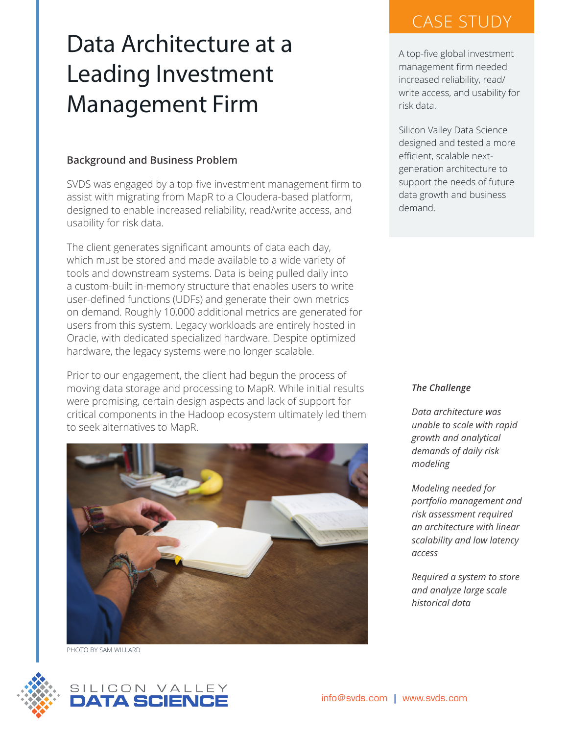# Data Architecture at a Leading Investment Management Firm

## CASE STUDY

A top-five global investment management firm needed increased reliability, read/write access, and usability for risk data.

Silicon Valley Data Science designed and tested a more efficient, scalable next-generation architecture to support the needs of future data growth and business demand.

### Background and Business Problem

SVDS was engaged by a top-five investment management firm to assist with migrating from MapR to a Cloudera-based platform, designed to enable increased reliability, read/write access, and usability for risk data.

The client generates significant amounts of data each day, which must be stored and made available to a wide variety of tools and downstream systems. Data is being pulled daily into a custom-built in-memory structure that enables users to write user-defined functions (UDFs) and generate their own metrics on demand. Roughly 10,000 additional metrics are generated for users from this system. Legacy workloads are entirely hosted in Oracle, with dedicated specialized hardware. Despite optimized hardware, the legacy systems were no longer scalable.

Prior to our engagement, the client had begun the process of moving data storage and processing to MapR. While initial results were promising, certain design aspects and lack of support for critical components in the Hadoop ecosystem ultimately led them to seek alternatives to MapR.

PHOTO BY SAM WILLARD

***The Challenge***

*Data architecture was unable to scale with rapid growth and analytical demands of daily risk modeling*

*Modeling needed for portfolio management and risk assessment required an architecture with linear scalability and low latency access*

*Required a system to store and analyze large scale historical data*

SILICON VALLEY DATA SCIENCE

info@svds.com | www.svds.com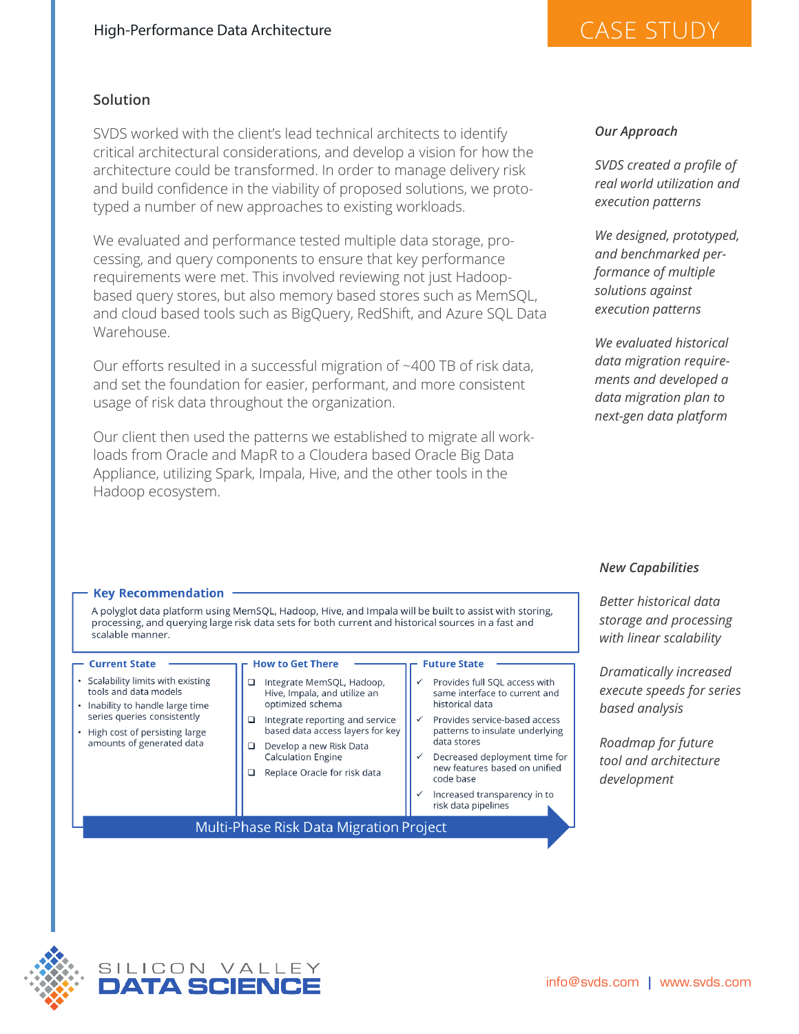## Solution

SVDS worked with the client's lead technical architects to identify critical architectural considerations, and develop a vision for how the architecture could be transformed. In order to manage delivery risk and build confidence in the viability of proposed solutions, we prototyped a number of new approaches to existing workloads.

We evaluated and performance tested multiple data storage, processing, and query components to ensure that key performance requirements were met. This involved reviewing not just Hadoop-based query stores, but also memory based stores such as MemSQL, and cloud based tools such as BigQuery, RedShift, and Azure SQL Data Warehouse.

Our efforts resulted in a successful migration of ~400 TB of risk data, and set the foundation for easier, performant, and more consistent usage of risk data throughout the organization.

Our client then used the patterns we established to migrate all workloads from Oracle and MapR to a Cloudera based Oracle Big Data Appliance, utilizing Spark, Impala, Hive, and the other tools in the Hadoop ecosystem.

***Our Approach***

*SVDS created a profile of real world utilization and execution patterns*

*We designed, prototyped, and benchmarked performance of multiple solutions against execution patterns*

*We evaluated historical data migration requirements and developed a data migration plan to next-gen data platform*

### Key Recommendation

A polyglot data platform using MemSQL, Hadoop, Hive, and Impala will be built to assist with storing, processing, and querying large risk data sets for both current and historical sources in a fast and scalable manner.

**Current State**

- Scalability limits with existing tools and data models
- Inability to handle large time series queries consistently
- High cost of persisting large amounts of generated data

**How to Get There**

- ❑ Integrate MemSQL, Hadoop, Hive, Impala, and utilize an optimized schema
- ❑ Integrate reporting and service based data access layers for key
- ❑ Develop a new Risk Data Calculation Engine
- ❑ Replace Oracle for risk data

**Future State**

- ✓ Provides full SQL access with same interface to current and historical data
- ✓ Provides service-based access patterns to insulate underlying data stores
- ✓ Decreased deployment time for new features based on unified code base
- ✓ Increased transparency in to risk data pipelines

Multi-Phase Risk Data Migration Project

***New Capabilities***

*Better historical data storage and processing with linear scalability*

*Dramatically increased execute speeds for series based analysis*

*Roadmap for future tool and architecture development*

SILICON VALLEY DATA SCIENCE

info@svds.com | www.svds.com